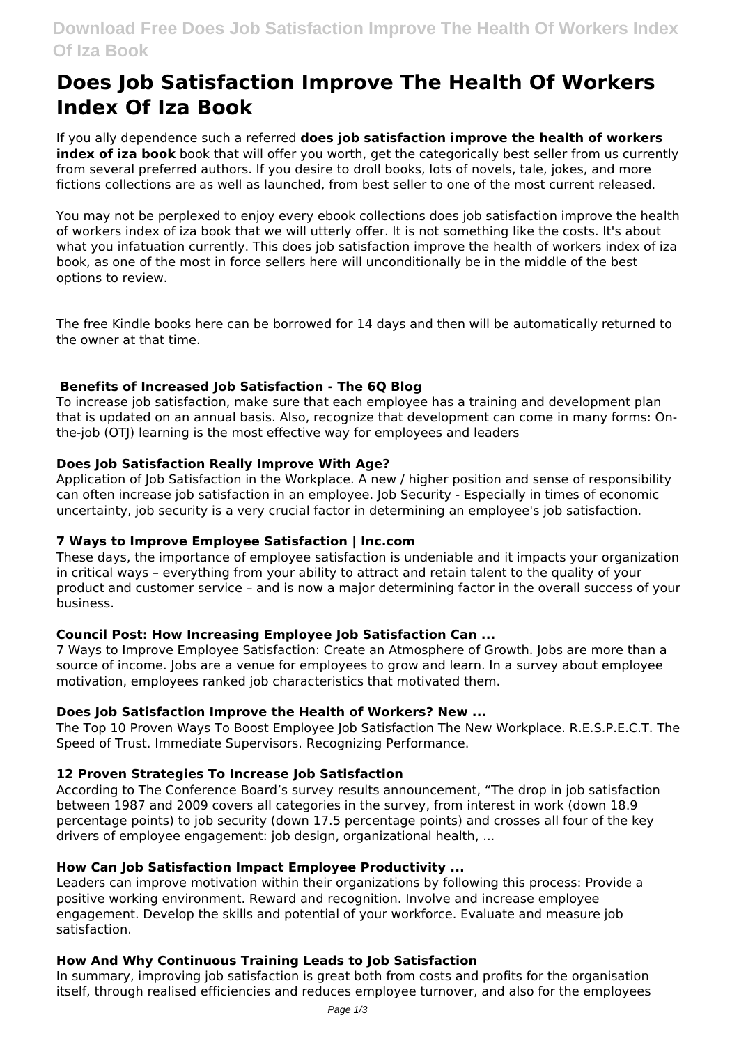# Does Job Satisfaction Improve The Health Of Workers Index Of Iza Book

If you ally dependence such a referred **does job satisfaction improve the health of workers index of iza book** book that will offer you worth, get the categorically best seller from us currently from several preferred authors. If you desire to droll books, lots of novels, tale, jokes, and more fictions collections are as well as launched, from best seller to one of the most current released.

You may not be perplexed to enjoy every ebook collections does job satisfaction improve the health of workers index of iza book that we will utterly offer. It is not something like the costs. It's about what you infatuation currently. This does job satisfaction improve the health of workers index of iza book, as one of the most in force sellers here will unconditionally be in the middle of the best options to review.

The free Kindle books here can be borrowed for 14 days and then will be automatically returned to the owner at that time.

### Benefits of Increased Job Satisfaction - The 6Q Blog

To increase job satisfaction, make sure that each employee has a training and development plan that is updated on an annual basis. Also, recognize that development can come in many forms: On-the-job (OTJ) learning is the most effective way for employees and leaders

### Does Job Satisfaction Really Improve With Age?

Application of Job Satisfaction in the Workplace. A new / higher position and sense of responsibility can often increase job satisfaction in an employee. Job Security - Especially in times of economic uncertainty, job security is a very crucial factor in determining an employee's job satisfaction.

### 7 Ways to Improve Employee Satisfaction | Inc.com

These days, the importance of employee satisfaction is undeniable and it impacts your organization in critical ways – everything from your ability to attract and retain talent to the quality of your product and customer service – and is now a major determining factor in the overall success of your business.

### Council Post: How Increasing Employee Job Satisfaction Can ...

7 Ways to Improve Employee Satisfaction: Create an Atmosphere of Growth. Jobs are more than a source of income. Jobs are a venue for employees to grow and learn. In a survey about employee motivation, employees ranked job characteristics that motivated them.

### Does Job Satisfaction Improve the Health of Workers? New ...

The Top 10 Proven Ways To Boost Employee Job Satisfaction The New Workplace. R.E.S.P.E.C.T. The Speed of Trust. Immediate Supervisors. Recognizing Performance.

### 12 Proven Strategies To Increase Job Satisfaction

According to The Conference Board's survey results announcement, "The drop in job satisfaction between 1987 and 2009 covers all categories in the survey, from interest in work (down 18.9 percentage points) to job security (down 17.5 percentage points) and crosses all four of the key drivers of employee engagement: job design, organizational health, ...

### How Can Job Satisfaction Impact Employee Productivity ...

Leaders can improve motivation within their organizations by following this process: Provide a positive working environment. Reward and recognition. Involve and increase employee engagement. Develop the skills and potential of your workforce. Evaluate and measure job satisfaction.

### How And Why Continuous Training Leads to Job Satisfaction

In summary, improving job satisfaction is great both from costs and profits for the organisation itself, through realised efficiencies and reduces employee turnover, and also for the employees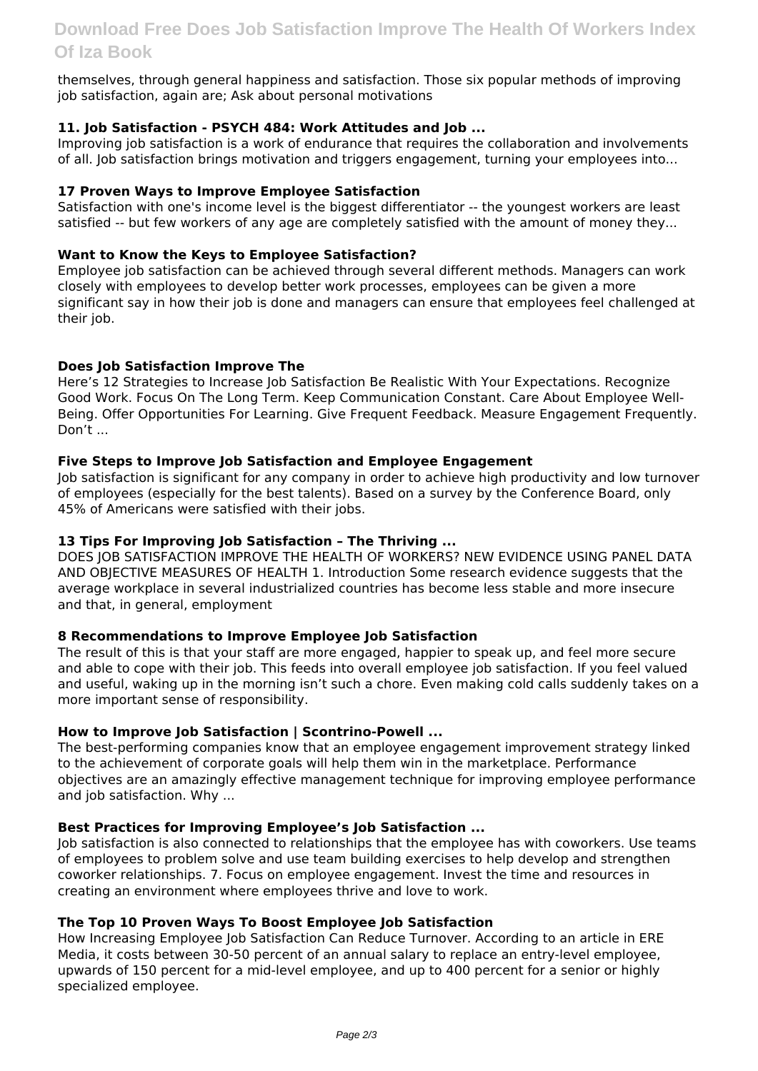themselves, through general happiness and satisfaction. Those six popular methods of improving job satisfaction, again are; Ask about personal motivations

### 11. Job Satisfaction - PSYCH 484: Work Attitudes and Job ...

Improving job satisfaction is a work of endurance that requires the collaboration and involvements of all. Job satisfaction brings motivation and triggers engagement, turning your employees into...

### 17 Proven Ways to Improve Employee Satisfaction

Satisfaction with one's income level is the biggest differentiator -- the youngest workers are least satisfied -- but few workers of any age are completely satisfied with the amount of money they...

### Want to Know the Keys to Employee Satisfaction?

Employee job satisfaction can be achieved through several different methods. Managers can work closely with employees to develop better work processes, employees can be given a more significant say in how their job is done and managers can ensure that employees feel challenged at their job.

### Does Job Satisfaction Improve The

Here's 12 Strategies to Increase Job Satisfaction Be Realistic With Your Expectations. Recognize Good Work. Focus On The Long Term. Keep Communication Constant. Care About Employee Well-Being. Offer Opportunities For Learning. Give Frequent Feedback. Measure Engagement Frequently. Don't ...

### Five Steps to Improve Job Satisfaction and Employee Engagement

Job satisfaction is significant for any company in order to achieve high productivity and low turnover of employees (especially for the best talents). Based on a survey by the Conference Board, only 45% of Americans were satisfied with their jobs.

### 13 Tips For Improving Job Satisfaction – The Thriving ...

DOES JOB SATISFACTION IMPROVE THE HEALTH OF WORKERS? NEW EVIDENCE USING PANEL DATA AND OBJECTIVE MEASURES OF HEALTH 1. Introduction Some research evidence suggests that the average workplace in several industrialized countries has become less stable and more insecure and that, in general, employment

### 8 Recommendations to Improve Employee Job Satisfaction

The result of this is that your staff are more engaged, happier to speak up, and feel more secure and able to cope with their job. This feeds into overall employee job satisfaction. If you feel valued and useful, waking up in the morning isn't such a chore. Even making cold calls suddenly takes on a more important sense of responsibility.

### How to Improve Job Satisfaction | Scontrino-Powell ...

The best-performing companies know that an employee engagement improvement strategy linked to the achievement of corporate goals will help them win in the marketplace. Performance objectives are an amazingly effective management technique for improving employee performance and job satisfaction. Why ...

### Best Practices for Improving Employee's Job Satisfaction ...

Job satisfaction is also connected to relationships that the employee has with coworkers. Use teams of employees to problem solve and use team building exercises to help develop and strengthen coworker relationships. 7. Focus on employee engagement. Invest the time and resources in creating an environment where employees thrive and love to work.

### The Top 10 Proven Ways To Boost Employee Job Satisfaction

How Increasing Employee Job Satisfaction Can Reduce Turnover. According to an article in ERE Media, it costs between 30-50 percent of an annual salary to replace an entry-level employee, upwards of 150 percent for a mid-level employee, and up to 400 percent for a senior or highly specialized employee.